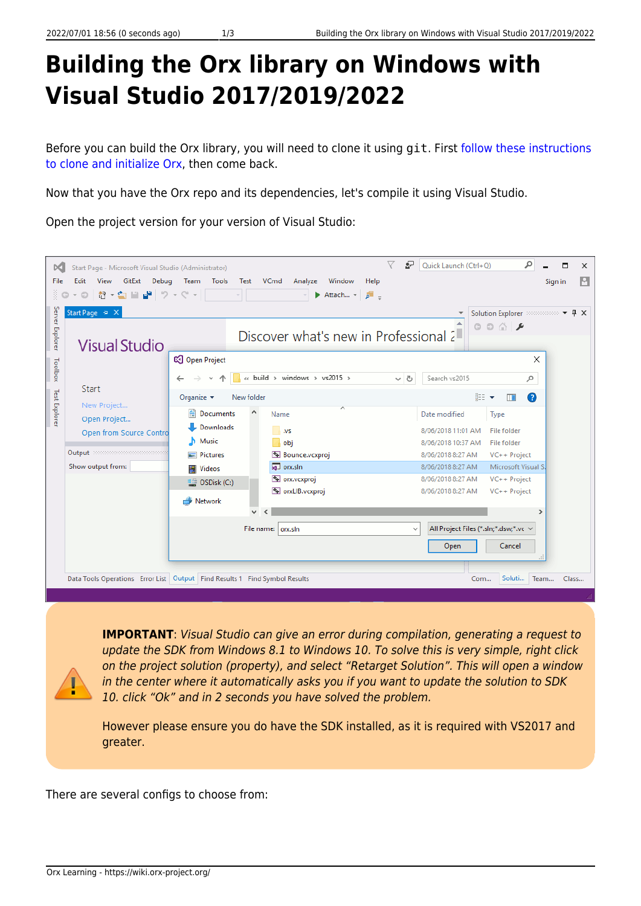# Building the Orx library on Windows with Visual Studio 2017/2019/2022

Before you can build the Orx library, you will need to clone it using `git`. First follow these instructions to clone and initialize Orx, then come back.

Now that you have the Orx repo and its dependencies, let's compile it using Visual Studio.

Open the project version for your version of Visual Studio:

**IMPORTANT**: *Visual Studio can give an error during compilation, generating a request to update the SDK from Windows 8.1 to Windows 10. To solve this is very simple, right click on the project solution (property), and select "Retarget Solution". This will open a window in the center where it automatically asks you if you want to update the solution to SDK 10. click "Ok" and in 2 seconds you have solved the problem.*

However please ensure you do have the SDK installed, as it is required with VS2017 and greater.

There are several configs to choose from: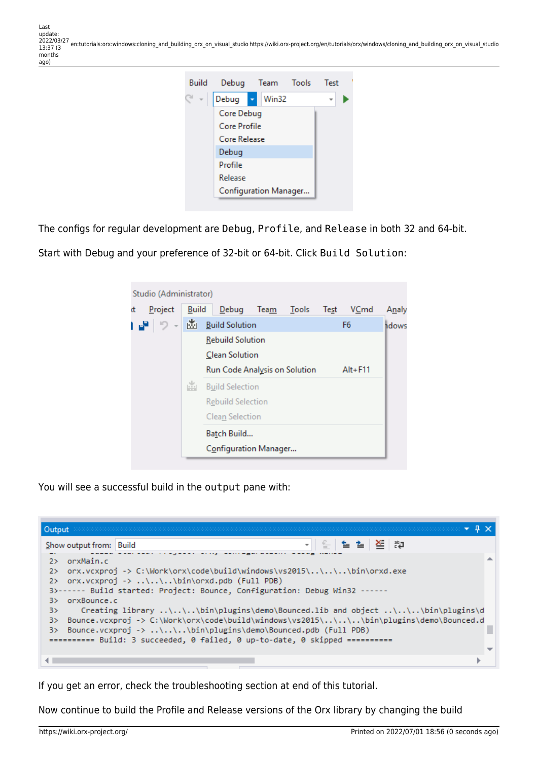The configs for regular development are `Debug`, `Profile`, and `Release` in both 32 and 64-bit.

Start with Debug and your preference of 32-bit or 64-bit. Click `Build Solution`:

You will see a successful build in the `output` pane with:

If you get an error, check the troubleshooting section at end of this tutorial.

Now continue to build the Profile and Release versions of the Orx library by changing the build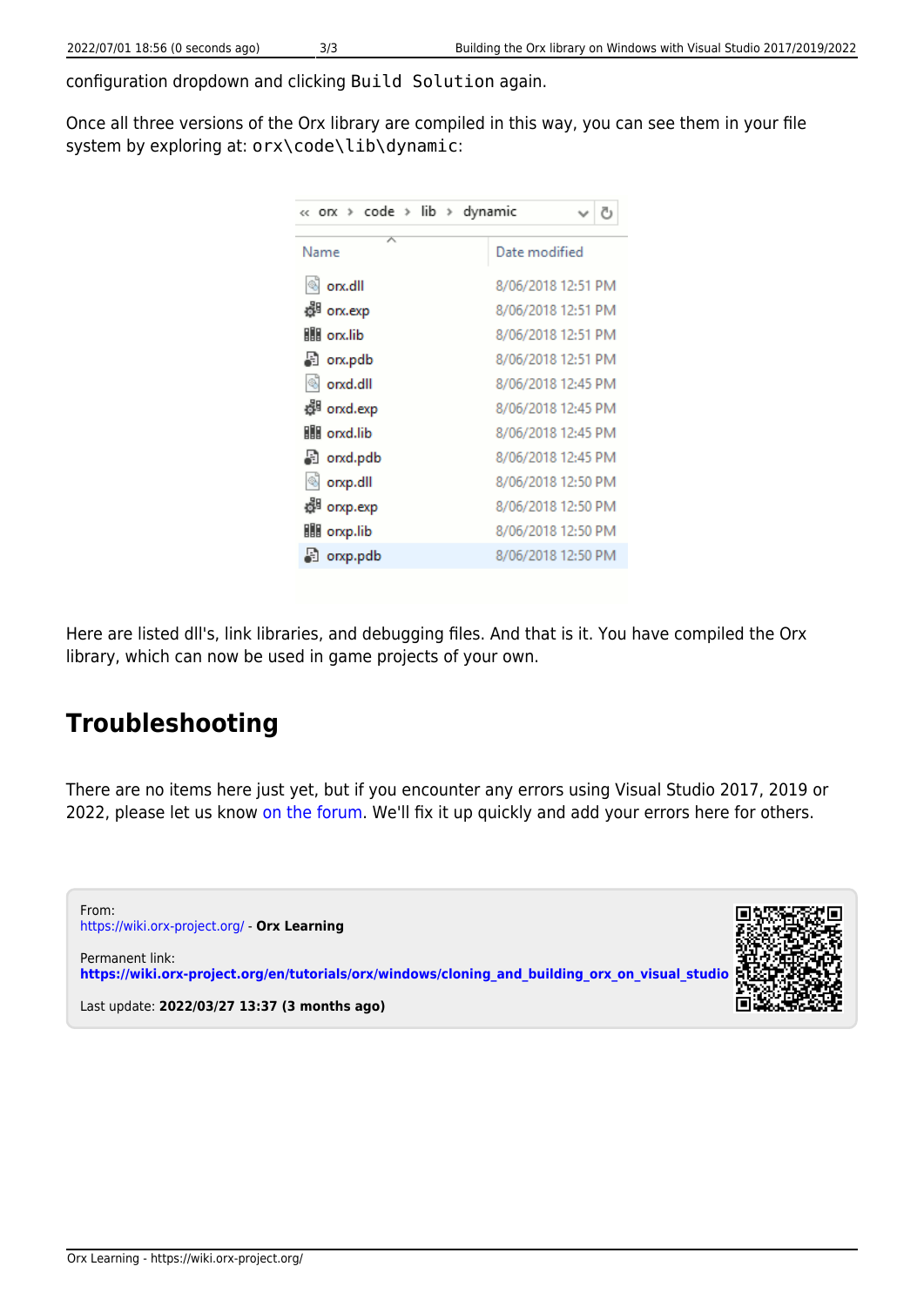configuration dropdown and clicking `Build Solution` again.

Once all three versions of the Orx library are compiled in this way, you can see them in your file system by exploring at: `orx\code\lib\dynamic`:

Here are listed dll's, link libraries, and debugging files. And that is it. You have compiled the Orx library, which can now be used in game projects of your own.

## Troubleshooting

There are no items here just yet, but if you encounter any errors using Visual Studio 2017, 2019 or 2022, please let us know on the forum. We'll fix it up quickly and add your errors here for others.

From:
https://wiki.orx-project.org/ - **Orx Learning**

Permanent link:
**https://wiki.orx-project.org/en/tutorials/orx/windows/cloning_and_building_orx_on_visual_studio**

Last update: **2022/03/27 13:37 (3 months ago)**